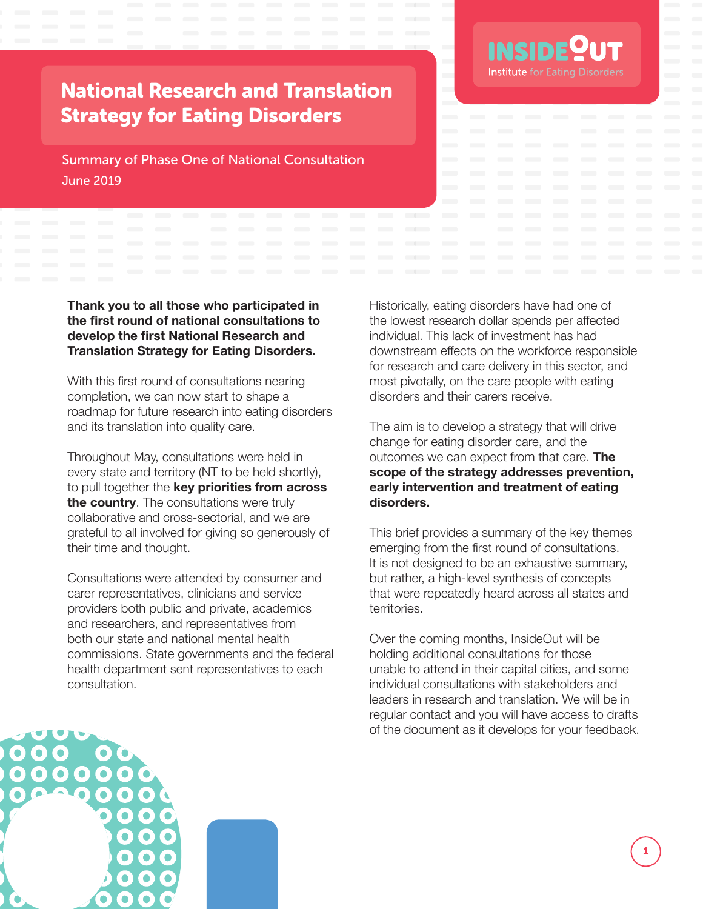InsideOut Institute for Eating Disorders

# National Research and Translation Strategy for Eating Disorders

Summary of Phase One of National Consultation

June 2019

**Thank you to all those who participated in the first round of national consultations to develop the first National Research and Translation Strategy for Eating Disorders.**

With this first round of consultations nearing completion, we can now start to shape a roadmap for future research into eating disorders and its translation into quality care.

Throughout May, consultations were held in every state and territory (NT to be held shortly), to pull together the **key priorities from across the country**. The consultations were truly collaborative and cross-sectorial, and we are grateful to all involved for giving so generously of their time and thought.

Consultations were attended by consumer and carer representatives, clinicians and service providers both public and private, academics and researchers, and representatives from both our state and national mental health commissions. State governments and the federal health department sent representatives to each consultation.

Historically, eating disorders have had one of the lowest research dollar spends per affected individual. This lack of investment has had downstream effects on the workforce responsible for research and care delivery in this sector, and most pivotally, on the care people with eating disorders and their carers receive.

The aim is to develop a strategy that will drive change for eating disorder care, and the outcomes we can expect from that care. **The scope of the strategy addresses prevention, early intervention and treatment of eating disorders.**

This brief provides a summary of the key themes emerging from the first round of consultations. It is not designed to be an exhaustive summary, but rather, a high-level synthesis of concepts that were repeatedly heard across all states and territories.

Over the coming months, InsideOut will be holding additional consultations for those unable to attend in their capital cities, and some individual consultations with stakeholders and leaders in research and translation. We will be in regular contact and you will have access to drafts of the document as it develops for your feedback.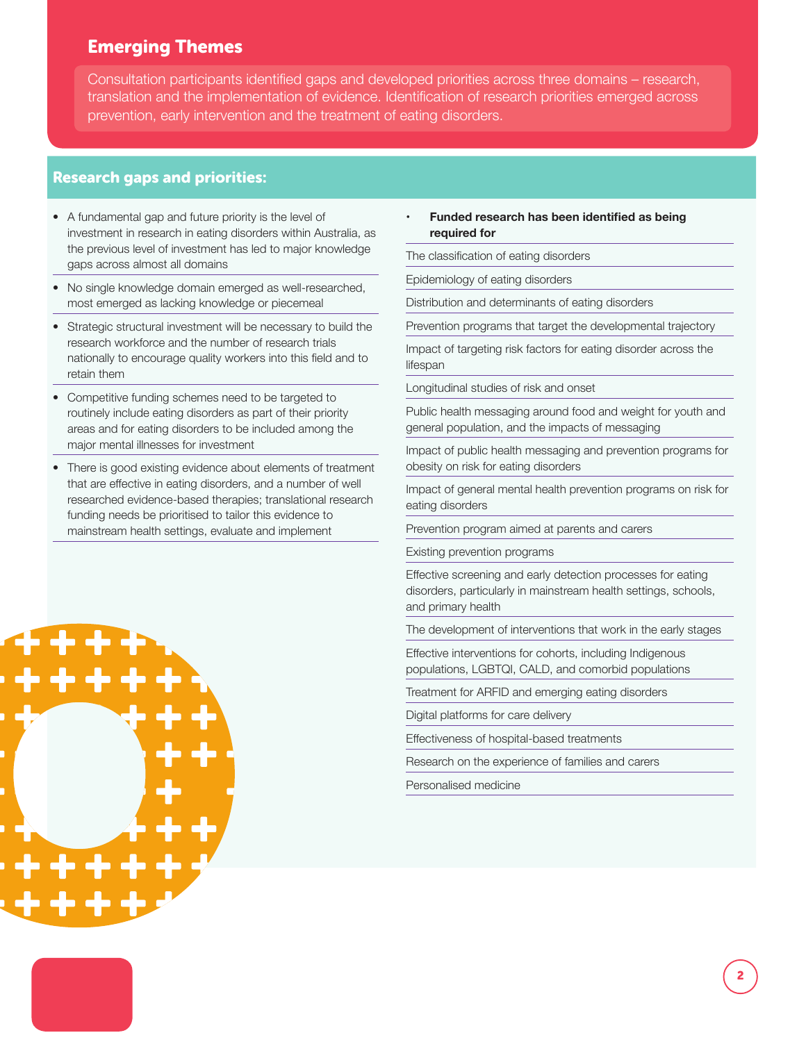## Emerging Themes

Consultation participants identified gaps and developed priorities across three domains – research, translation and the implementation of evidence. Identification of research priorities emerged across prevention, early intervention and the treatment of eating disorders.

### Research gaps and priorities:

- A fundamental gap and future priority is the level of investment in research in eating disorders within Australia, as the previous level of investment has led to major knowledge gaps across almost all domains
- No single knowledge domain emerged as well-researched, most emerged as lacking knowledge or piecemeal
- Strategic structural investment will be necessary to build the research workforce and the number of research trials nationally to encourage quality workers into this field and to retain them
- Competitive funding schemes need to be targeted to routinely include eating disorders as part of their priority areas and for eating disorders to be included among the major mental illnesses for investment
- There is good existing evidence about elements of treatment that are effective in eating disorders, and a number of well researched evidence-based therapies; translational research funding needs be prioritised to tailor this evidence to mainstream health settings, evaluate and implement

- **Funded research has been identified as being required for**

The classification of eating disorders

Epidemiology of eating disorders

Distribution and determinants of eating disorders

Prevention programs that target the developmental trajectory

Impact of targeting risk factors for eating disorder across the lifespan

Longitudinal studies of risk and onset

Public health messaging around food and weight for youth and general population, and the impacts of messaging

Impact of public health messaging and prevention programs for obesity on risk for eating disorders

Impact of general mental health prevention programs on risk for eating disorders

Prevention program aimed at parents and carers

Existing prevention programs

Effective screening and early detection processes for eating disorders, particularly in mainstream health settings, schools, and primary health

The development of interventions that work in the early stages

Effective interventions for cohorts, including Indigenous populations, LGBTQI, CALD, and comorbid populations

Treatment for ARFID and emerging eating disorders

Digital platforms for care delivery

Effectiveness of hospital-based treatments

Research on the experience of families and carers

Personalised medicine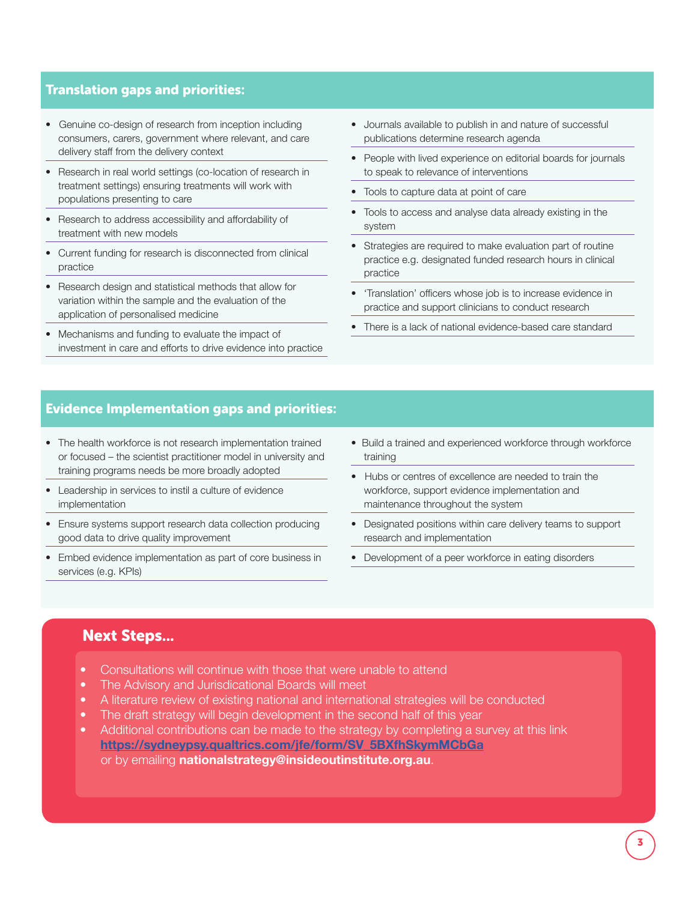## Translation gaps and priorities:

- Genuine co-design of research from inception including consumers, carers, government where relevant, and care delivery staff from the delivery context
- Research in real world settings (co-location of research in treatment settings) ensuring treatments will work with populations presenting to care
- Research to address accessibility and affordability of treatment with new models
- Current funding for research is disconnected from clinical practice
- Research design and statistical methods that allow for variation within the sample and the evaluation of the application of personalised medicine
- Mechanisms and funding to evaluate the impact of investment in care and efforts to drive evidence into practice
- Journals available to publish in and nature of successful publications determine research agenda
- People with lived experience on editorial boards for journals to speak to relevance of interventions
- Tools to capture data at point of care
- Tools to access and analyse data already existing in the system
- Strategies are required to make evaluation part of routine practice e.g. designated funded research hours in clinical practice
- 'Translation' officers whose job is to increase evidence in practice and support clinicians to conduct research
- There is a lack of national evidence-based care standard

## Evidence Implementation gaps and priorities:

- The health workforce is not research implementation trained or focused – the scientist practitioner model in university and training programs needs be more broadly adopted
- Leadership in services to instil a culture of evidence implementation
- Ensure systems support research data collection producing good data to drive quality improvement
- Embed evidence implementation as part of core business in services (e.g. KPIs)
- Build a trained and experienced workforce through workforce training
- Hubs or centres of excellence are needed to train the workforce, support evidence implementation and maintenance throughout the system
- Designated positions within care delivery teams to support research and implementation
- Development of a peer workforce in eating disorders

## Next Steps...

- Consultations will continue with those that were unable to attend
- The Advisory and Jurisdicational Boards will meet
- A literature review of existing national and international strategies will be conducted
- The draft strategy will begin development in the second half of this year
- Additional contributions can be made to the strategy by completing a survey at this link **https://sydneypsy.qualtrics.com/jfe/form/SV_5BXfhSkymMCbGa** or by emailing **nationalstrategy@insideoutinstitute.org.au**.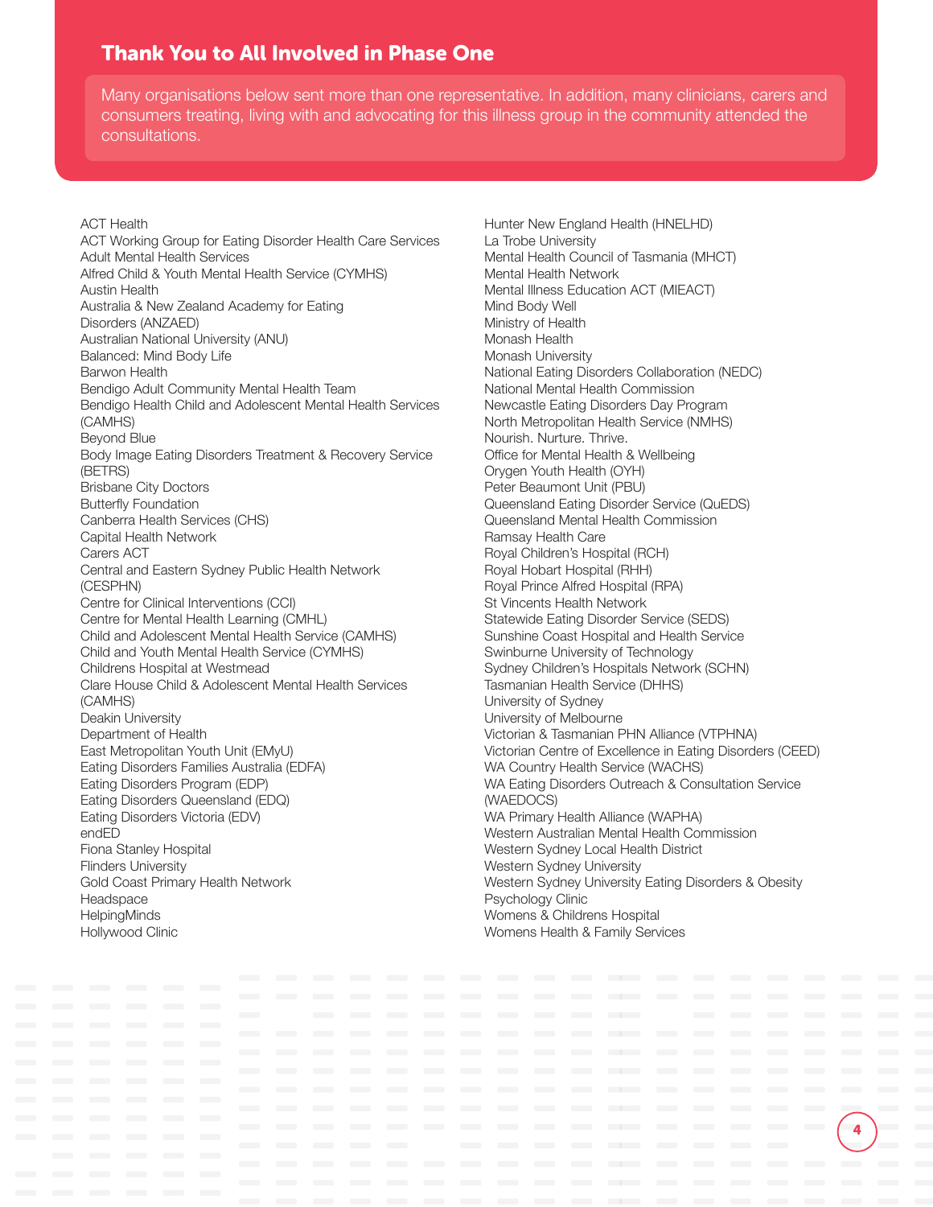## Thank You to All Involved in Phase One

Many organisations below sent more than one representative. In addition, many clinicians, carers and consumers treating, living with and advocating for this illness group in the community attended the consultations.

ACT Health
ACT Working Group for Eating Disorder Health Care Services
Adult Mental Health Services
Alfred Child & Youth Mental Health Service (CYMHS)
Austin Health
Australia & New Zealand Academy for Eating Disorders (ANZAED)
Australian National University (ANU)
Balanced: Mind Body Life
Barwon Health
Bendigo Adult Community Mental Health Team
Bendigo Health Child and Adolescent Mental Health Services (CAMHS)
Beyond Blue
Body Image Eating Disorders Treatment & Recovery Service (BETRS)
Brisbane City Doctors
Butterfly Foundation
Canberra Health Services (CHS)
Capital Health Network
Carers ACT
Central and Eastern Sydney Public Health Network (CESPHN)
Centre for Clinical Interventions (CCI)
Centre for Mental Health Learning (CMHL)
Child and Adolescent Mental Health Service (CAMHS)
Child and Youth Mental Health Service (CYMHS)
Childrens Hospital at Westmead
Clare House Child & Adolescent Mental Health Services (CAMHS)
Deakin University
Department of Health
East Metropolitan Youth Unit (EMyU)
Eating Disorders Families Australia (EDFA)
Eating Disorders Program (EDP)
Eating Disorders Queensland (EDQ)
Eating Disorders Victoria (EDV)
endED
Fiona Stanley Hospital
Flinders University
Gold Coast Primary Health Network
Headspace
HelpingMinds
Hollywood Clinic
Hunter New England Health (HNELHD)
La Trobe University
Mental Health Council of Tasmania (MHCT)
Mental Health Network
Mental Illness Education ACT (MIEACT)
Mind Body Well
Ministry of Health
Monash Health
Monash University
National Eating Disorders Collaboration (NEDC)
National Mental Health Commission
Newcastle Eating Disorders Day Program
North Metropolitan Health Service (NMHS)
Nourish. Nurture. Thrive.
Office for Mental Health & Wellbeing
Orygen Youth Health (OYH)
Peter Beaumont Unit (PBU)
Queensland Eating Disorder Service (QuEDS)
Queensland Mental Health Commission
Ramsay Health Care
Royal Children's Hospital (RCH)
Royal Hobart Hospital (RHH)
Royal Prince Alfred Hospital (RPA)
St Vincents Health Network
Statewide Eating Disorder Service (SEDS)
Sunshine Coast Hospital and Health Service
Swinburne University of Technology
Sydney Children's Hospitals Network (SCHN)
Tasmanian Health Service (DHHS)
University of Sydney
University of Melbourne
Victorian & Tasmanian PHN Alliance (VTPHNA)
Victorian Centre of Excellence in Eating Disorders (CEED)
WA Country Health Service (WACHS)
WA Eating Disorders Outreach & Consultation Service (WAEDOCS)
WA Primary Health Alliance (WAPHA)
Western Australian Mental Health Commission
Western Sydney Local Health District
Western Sydney University
Western Sydney University Eating Disorders & Obesity Psychology Clinic
Womens & Childrens Hospital
Womens Health & Family Services